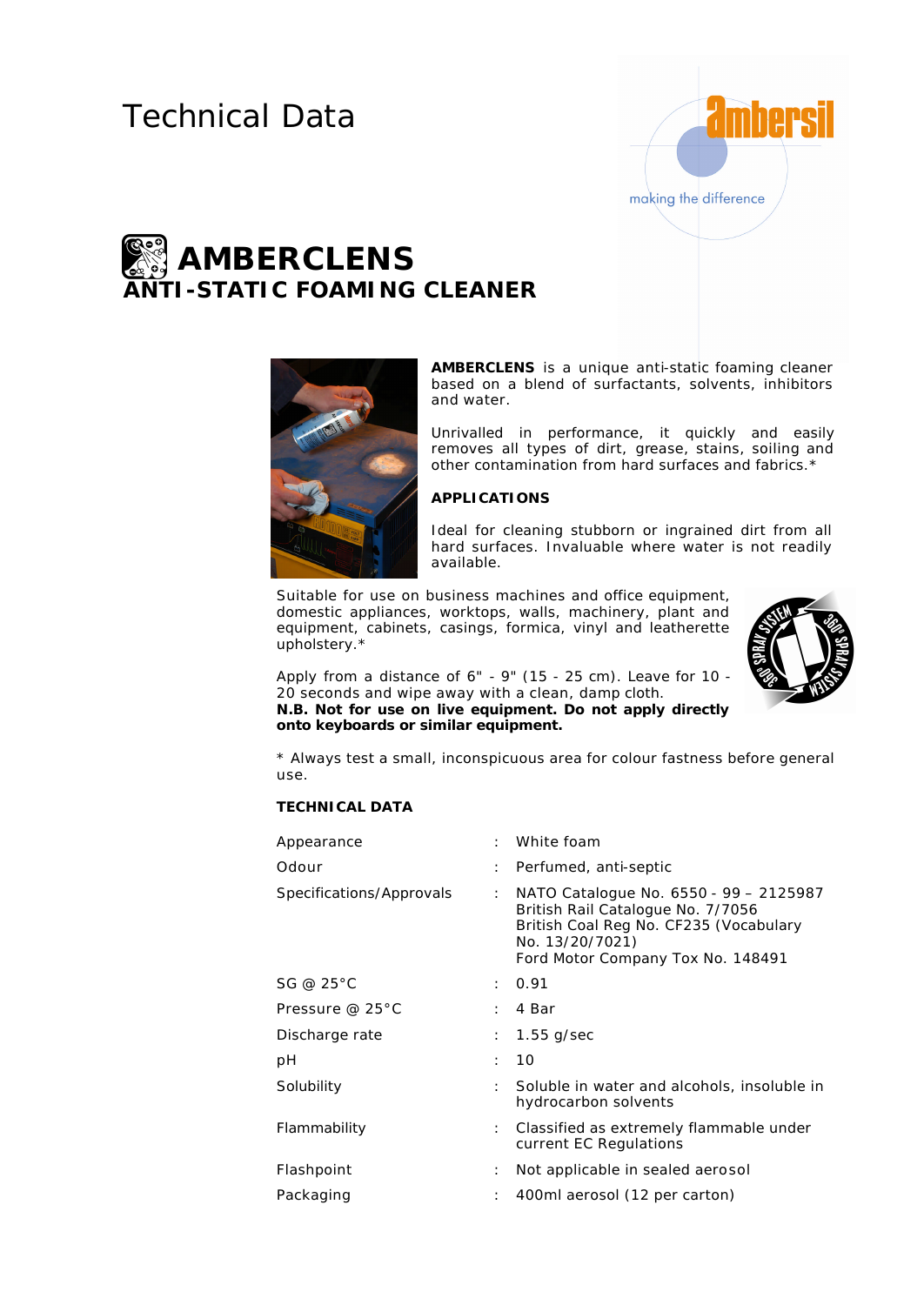# Technical Data

ambersil
making the difference

# AMBERCLENS
## ANTI-STATIC FOAMING CLEANER

**AMBERCLENS** is a unique anti-static foaming cleaner based on a blend of surfactants, solvents, inhibitors and water.

Unrivalled in performance, it quickly and easily removes all types of dirt, grease, stains, soiling and other contamination from hard surfaces and fabrics.*

### APPLICATIONS

Ideal for cleaning stubborn or ingrained dirt from all hard surfaces. Invaluable where water is not readily available.

Suitable for use on business machines and office equipment, domestic appliances, worktops, walls, machinery, plant and equipment, cabinets, casings, formica, vinyl and leatherette upholstery.*

Apply from a distance of 6" - 9" (15 - 25 cm). Leave for 10 - 20 seconds and wipe away with a clean, damp cloth.
**N.B. Not for use on live equipment. Do not apply directly onto keyboards or similar equipment.**

* Always test a small, inconspicuous area for colour fastness before general use.

### TECHNICAL DATA

| | | |
|---|---|---|
| Appearance | : | White foam |
| Odour | : | Perfumed, anti-septic |
| Specifications/Approvals | : | NATO Catalogue No. 6550 - 99 – 2125987<br>British Rail Catalogue No. 7/7056<br>British Coal Reg No. CF235 (Vocabulary No. 13/20/7021)<br>Ford Motor Company Tox No. 148491 |
| SG @ 25°C | : | 0.91 |
| Pressure @ 25°C | : | 4 Bar |
| Discharge rate | : | 1.55 g/sec |
| pH | : | 10 |
| Solubility | : | Soluble in water and alcohols, insoluble in hydrocarbon solvents |
| Flammability | : | Classified as extremely flammable under current EC Regulations |
| Flashpoint | : | Not applicable in sealed aerosol |
| Packaging | : | 400ml aerosol (12 per carton) |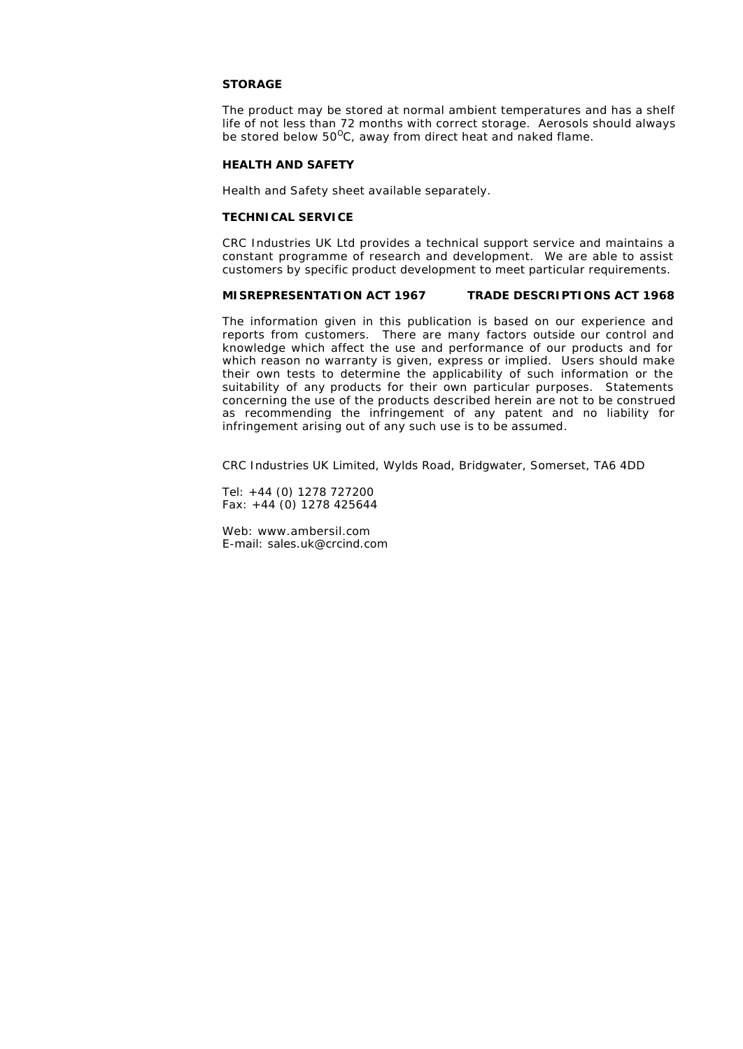**STORAGE**

The product may be stored at normal ambient temperatures and has a shelf life of not less than 72 months with correct storage. Aerosols should always be stored below $50^{O}C$, away from direct heat and naked flame.

**HEALTH AND SAFETY**

Health and Safety sheet available separately.

**TECHNICAL SERVICE**

CRC Industries UK Ltd provides a technical support service and maintains a constant programme of research and development. We are able to assist customers by specific product development to meet particular requirements.

**MISREPRESENTATION ACT 1967 TRADE DESCRIPTIONS ACT 1968**

The information given in this publication is based on our experience and reports from customers. There are many factors outside our control and knowledge which affect the use and performance of our products and for which reason no warranty is given, express or implied. Users should make their own tests to determine the applicability of such information or the suitability of any products for their own particular purposes. Statements concerning the use of the products described herein are not to be construed as recommending the infringement of any patent and no liability for infringement arising out of any such use is to be assumed.

CRC Industries UK Limited, Wylds Road, Bridgwater, Somerset, TA6 4DD

Tel: +44 (0) 1278 727200
Fax: +44 (0) 1278 425644

Web: www.ambersil.com
E-mail: sales.uk@crcind.com